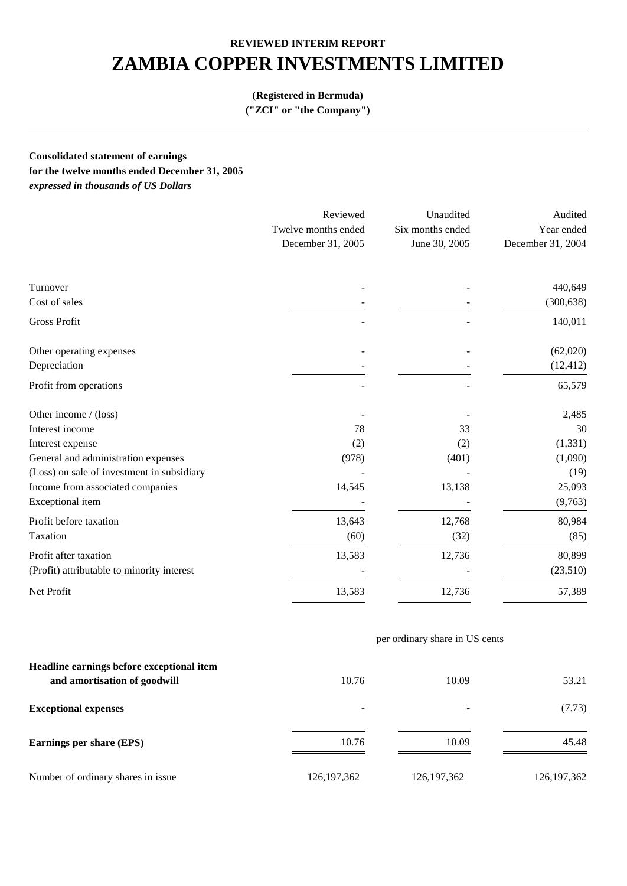**REVIEWED INTERIM REPORT**

# ZAMBIA COPPER INVESTMENTS LIMITED

**(Registered in Bermuda)**
**("ZCI" or "the Company")**

**Consolidated statement of earnings**
**for the twelve months ended December 31, 2005**
***expressed in thousands of US Dollars***

| | Reviewed Twelve months ended December 31, 2005 | Unaudited Six months ended June 30, 2005 | Audited Year ended December 31, 2004 |
|---|---|---|---|
| Turnover | - | - | 440,649 |
| Cost of sales | - | - | (300,638) |
| Gross Profit | - | - | 140,011 |
| Other operating expenses | - | - | (62,020) |
| Depreciation | - | - | (12,412) |
| Profit from operations | - | - | 65,579 |
| Other income / (loss) | - | - | 2,485 |
| Interest income | 78 | 33 | 30 |
| Interest expense | (2) | (2) | (1,331) |
| General and administration expenses | (978) | (401) | (1,090) |
| (Loss) on sale of investment in subsidiary | - | - | (19) |
| Income from associated companies | 14,545 | 13,138 | 25,093 |
| Exceptional item | - | - | (9,763) |
| Profit before taxation | 13,643 | 12,768 | 80,984 |
| Taxation | (60) | (32) | (85) |
| Profit after taxation | 13,583 | 12,736 | 80,899 |
| (Profit) attributable to minority interest | - | - | (23,510) |
| Net Profit | 13,583 | 12,736 | 57,389 |

| | | per ordinary share in US cents | |
|---|---|---|---|
| **Headline earnings before exceptional item and amortisation of goodwill** | 10.76 | 10.09 | 53.21 |
| **Exceptional expenses** | - | - | (7.73) |
| **Earnings per share (EPS)** | 10.76 | 10.09 | 45.48 |
| Number of ordinary shares in issue | 126,197,362 | 126,197,362 | 126,197,362 |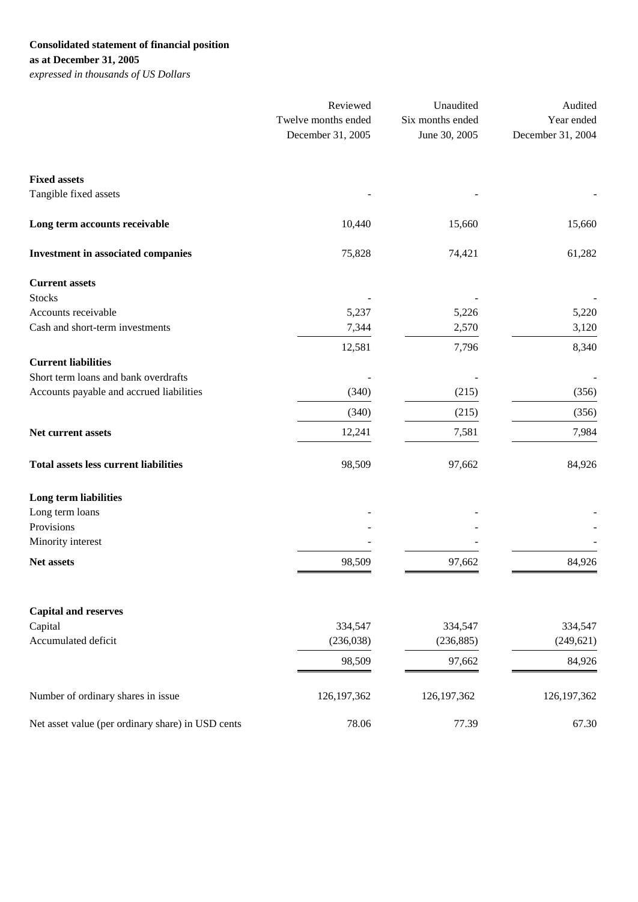**Consolidated statement of financial position**
**as at December 31, 2005**
*expressed in thousands of US Dollars*

| | Reviewed Twelve months ended December 31, 2005 | Unaudited Six months ended June 30, 2005 | Audited Year ended December 31, 2004 |
|---|---|---|---|
| **Fixed assets** | | | |
| Tangible fixed assets | - | - | - |
| **Long term accounts receivable** | 10,440 | 15,660 | 15,660 |
| **Investment in associated companies** | 75,828 | 74,421 | 61,282 |
| **Current assets** | | | |
| Stocks | - | - | - |
| Accounts receivable | 5,237 | 5,226 | 5,220 |
| Cash and short-term investments | 7,344 | 2,570 | 3,120 |
| | 12,581 | 7,796 | 8,340 |
| **Current liabilities** | | | |
| Short term loans and bank overdrafts | - | - | - |
| Accounts payable and accrued liabilities | (340) | (215) | (356) |
| | (340) | (215) | (356) |
| **Net current assets** | 12,241 | 7,581 | 7,984 |
| **Total assets less current liabilities** | 98,509 | 97,662 | 84,926 |
| **Long term liabilities** | | | |
| Long term loans | - | - | - |
| Provisions | - | - | - |
| Minority interest | - | - | - |
| **Net assets** | 98,509 | 97,662 | 84,926 |
| **Capital and reserves** | | | |
| Capital | 334,547 | 334,547 | 334,547 |
| Accumulated deficit | (236,038) | (236,885) | (249,621) |
| | 98,509 | 97,662 | 84,926 |
| Number of ordinary shares in issue | 126,197,362 | 126,197,362 | 126,197,362 |
| Net asset value (per ordinary share) in USD cents | 78.06 | 77.39 | 67.30 |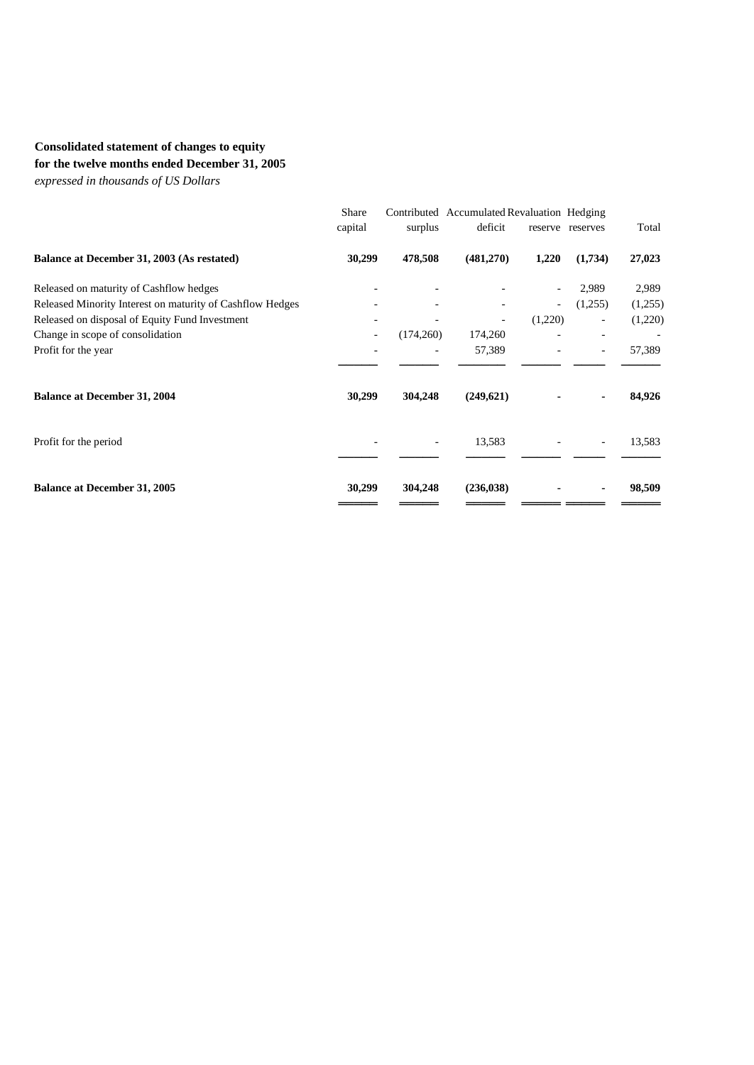**Consolidated statement of changes to equity**
**for the twelve months ended December 31, 2005**
*expressed in thousands of US Dollars*

| | Share capital | Contributed surplus | Accumulated deficit | Revaluation reserve | Hedging reserves | Total |
|---|---|---|---|---|---|---|
| **Balance at December 31, 2003 (As restated)** | **30,299** | **478,508** | **(481,270)** | **1,220** | **(1,734)** | **27,023** |
| Released on maturity of Cashflow hedges | - | - | - | - | 2,989 | 2,989 |
| Released Minority Interest on maturity of Cashflow Hedges | - | - | - | - | (1,255) | (1,255) |
| Released on disposal of Equity Fund Investment | - | - | - | (1,220) | - | (1,220) |
| Change in scope of consolidation | - | (174,260) | 174,260 | - | - | - |
| Profit for the year | - | - | 57,389 | - | - | 57,389 |
| **Balance at December 31, 2004** | **30,299** | **304,248** | **(249,621)** | **-** | **-** | **84,926** |
| Profit for the period | - | - | 13,583 | - | - | 13,583 |
| **Balance at December 31, 2005** | **30,299** | **304,248** | **(236,038)** | **-** | **-** | **98,509** |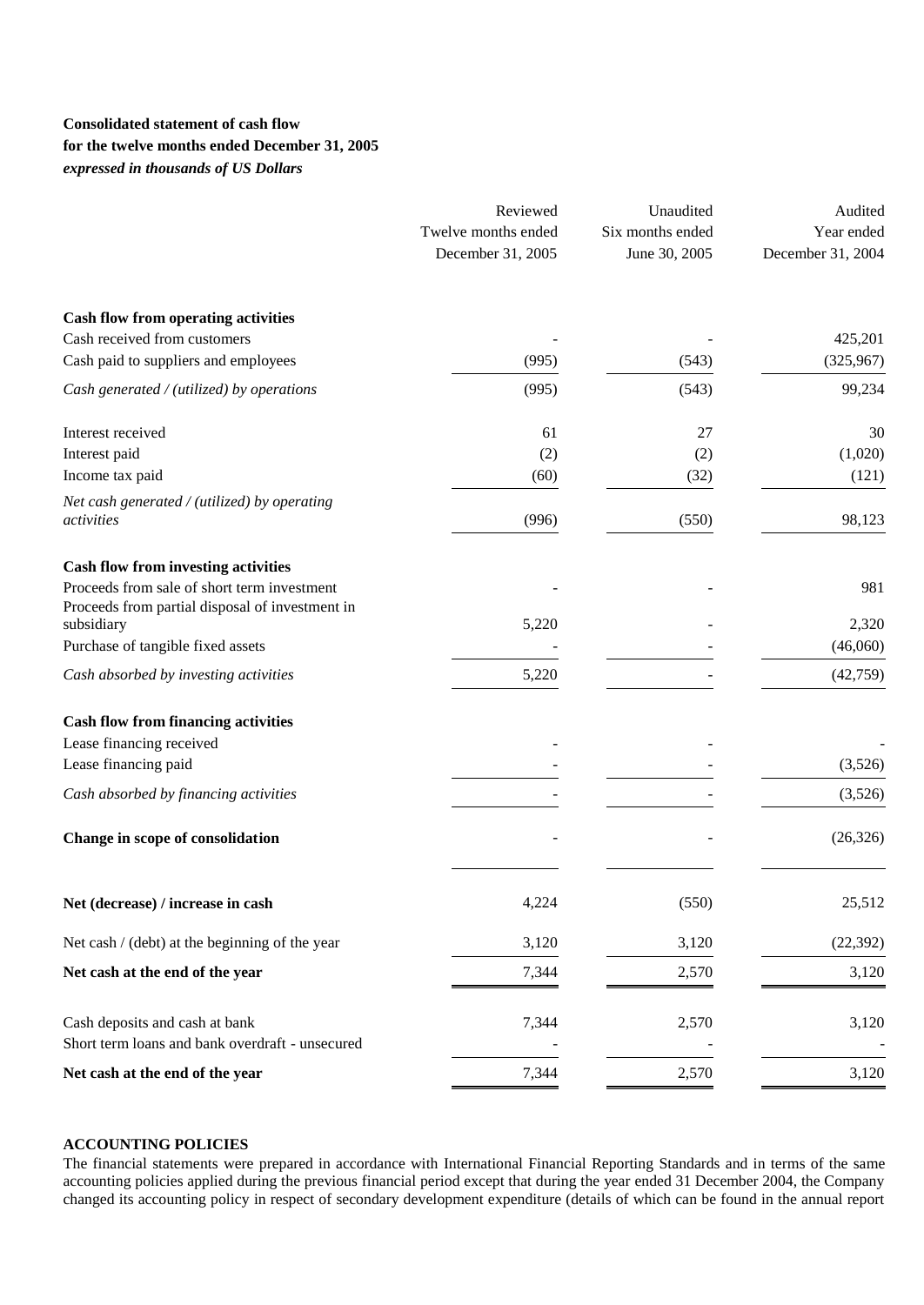**Consolidated statement of cash flow**
**for the twelve months ended December 31, 2005**
***expressed in thousands of US Dollars***

| | Reviewed<br>Twelve months ended<br>December 31, 2005 | Unaudited<br>Six months ended<br>June 30, 2005 | Audited<br>Year ended<br>December 31, 2004 |
|---|---|---|---|
| **Cash flow from operating activities** | | | |
| Cash received from customers | - | - | 425,201 |
| Cash paid to suppliers and employees | (995) | (543) | (325,967) |
| *Cash generated / (utilized) by operations* | (995) | (543) | 99,234 |
| Interest received | 61 | 27 | 30 |
| Interest paid | (2) | (2) | (1,020) |
| Income tax paid | (60) | (32) | (121) |
| *Net cash generated / (utilized) by operating activities* | (996) | (550) | 98,123 |
| **Cash flow from investing activities** | | | |
| Proceeds from sale of short term investment | - | - | 981 |
| Proceeds from partial disposal of investment in subsidiary | 5,220 | - | 2,320 |
| Purchase of tangible fixed assets | - | - | (46,060) |
| *Cash absorbed by investing activities* | 5,220 | - | (42,759) |
| **Cash flow from financing activities** | | | |
| Lease financing received | - | - | - |
| Lease financing paid | - | - | (3,526) |
| *Cash absorbed by financing activities* | - | - | (3,526) |
| **Change in scope of consolidation** | - | - | (26,326) |
| **Net (decrease) / increase in cash** | 4,224 | (550) | 25,512 |
| Net cash / (debt) at the beginning of the year | 3,120 | 3,120 | (22,392) |
| **Net cash at the end of the year** | 7,344 | 2,570 | 3,120 |
| Cash deposits and cash at bank | 7,344 | 2,570 | 3,120 |
| Short term loans and bank overdraft - unsecured | - | - | - |
| **Net cash at the end of the year** | 7,344 | 2,570 | 3,120 |

**ACCOUNTING POLICIES**

The financial statements were prepared in accordance with International Financial Reporting Standards and in terms of the same accounting policies applied during the previous financial period except that during the year ended 31 December 2004, the Company changed its accounting policy in respect of secondary development expenditure (details of which can be found in the annual report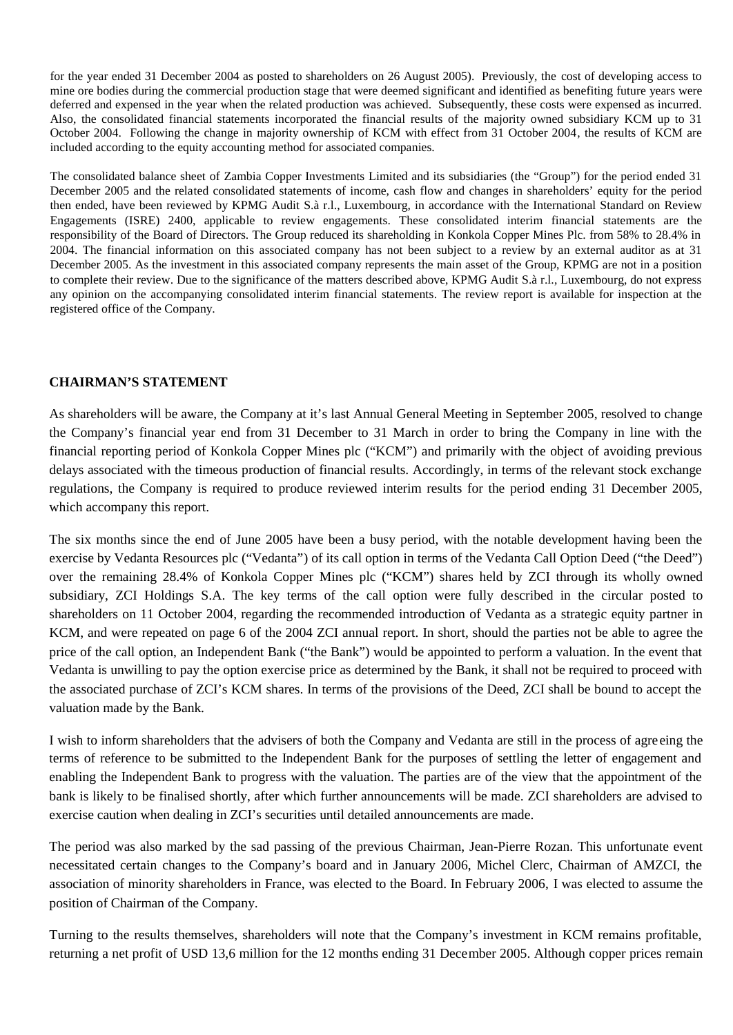for the year ended 31 December 2004 as posted to shareholders on 26 August 2005). Previously, the cost of developing access to mine ore bodies during the commercial production stage that were deemed significant and identified as benefiting future years were deferred and expensed in the year when the related production was achieved. Subsequently, these costs were expensed as incurred. Also, the consolidated financial statements incorporated the financial results of the majority owned subsidiary KCM up to 31 October 2004. Following the change in majority ownership of KCM with effect from 31 October 2004, the results of KCM are included according to the equity accounting method for associated companies.

The consolidated balance sheet of Zambia Copper Investments Limited and its subsidiaries (the "Group") for the period ended 31 December 2005 and the related consolidated statements of income, cash flow and changes in shareholders' equity for the period then ended, have been reviewed by KPMG Audit S.à r.l., Luxembourg, in accordance with the International Standard on Review Engagements (ISRE) 2400, applicable to review engagements. These consolidated interim financial statements are the responsibility of the Board of Directors. The Group reduced its shareholding in Konkola Copper Mines Plc. from 58% to 28.4% in 2004. The financial information on this associated company has not been subject to a review by an external auditor as at 31 December 2005. As the investment in this associated company represents the main asset of the Group, KPMG are not in a position to complete their review. Due to the significance of the matters described above, KPMG Audit S.à r.l., Luxembourg, do not express any opinion on the accompanying consolidated interim financial statements. The review report is available for inspection at the registered office of the Company.

## CHAIRMAN'S STATEMENT

As shareholders will be aware, the Company at it's last Annual General Meeting in September 2005, resolved to change the Company's financial year end from 31 December to 31 March in order to bring the Company in line with the financial reporting period of Konkola Copper Mines plc ("KCM") and primarily with the object of avoiding previous delays associated with the timeous production of financial results. Accordingly, in terms of the relevant stock exchange regulations, the Company is required to produce reviewed interim results for the period ending 31 December 2005, which accompany this report.

The six months since the end of June 2005 have been a busy period, with the notable development having been the exercise by Vedanta Resources plc ("Vedanta") of its call option in terms of the Vedanta Call Option Deed ("the Deed") over the remaining 28.4% of Konkola Copper Mines plc ("KCM") shares held by ZCI through its wholly owned subsidiary, ZCI Holdings S.A. The key terms of the call option were fully described in the circular posted to shareholders on 11 October 2004, regarding the recommended introduction of Vedanta as a strategic equity partner in KCM, and were repeated on page 6 of the 2004 ZCI annual report. In short, should the parties not be able to agree the price of the call option, an Independent Bank ("the Bank") would be appointed to perform a valuation. In the event that Vedanta is unwilling to pay the option exercise price as determined by the Bank, it shall not be required to proceed with the associated purchase of ZCI's KCM shares. In terms of the provisions of the Deed, ZCI shall be bound to accept the valuation made by the Bank.

I wish to inform shareholders that the advisers of both the Company and Vedanta are still in the process of agreeing the terms of reference to be submitted to the Independent Bank for the purposes of settling the letter of engagement and enabling the Independent Bank to progress with the valuation. The parties are of the view that the appointment of the bank is likely to be finalised shortly, after which further announcements will be made. ZCI shareholders are advised to exercise caution when dealing in ZCI's securities until detailed announcements are made.

The period was also marked by the sad passing of the previous Chairman, Jean-Pierre Rozan. This unfortunate event necessitated certain changes to the Company's board and in January 2006, Michel Clerc, Chairman of AMZCI, the association of minority shareholders in France, was elected to the Board. In February 2006, I was elected to assume the position of Chairman of the Company.

Turning to the results themselves, shareholders will note that the Company's investment in KCM remains profitable, returning a net profit of USD 13,6 million for the 12 months ending 31 December 2005. Although copper prices remain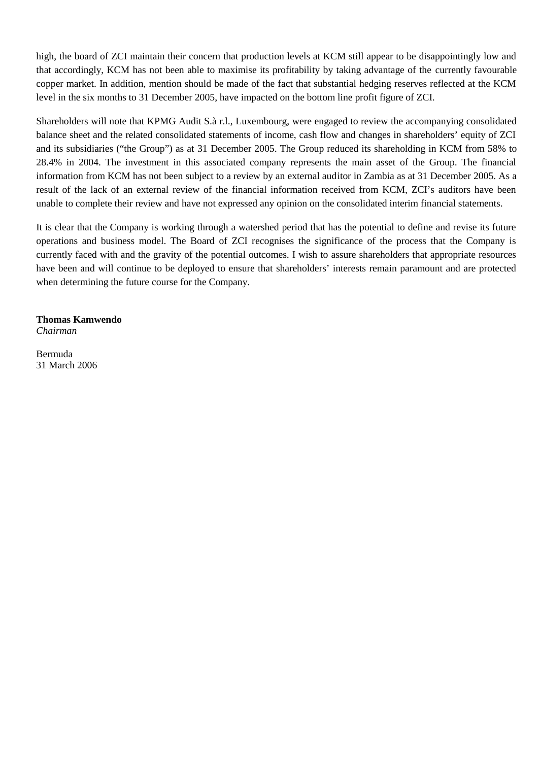high, the board of ZCI maintain their concern that production levels at KCM still appear to be disappointingly low and that accordingly, KCM has not been able to maximise its profitability by taking advantage of the currently favourable copper market. In addition, mention should be made of the fact that substantial hedging reserves reflected at the KCM level in the six months to 31 December 2005, have impacted on the bottom line profit figure of ZCI.

Shareholders will note that KPMG Audit S.à r.l., Luxembourg, were engaged to review the accompanying consolidated balance sheet and the related consolidated statements of income, cash flow and changes in shareholders' equity of ZCI and its subsidiaries ("the Group") as at 31 December 2005. The Group reduced its shareholding in KCM from 58% to 28.4% in 2004. The investment in this associated company represents the main asset of the Group. The financial information from KCM has not been subject to a review by an external auditor in Zambia as at 31 December 2005. As a result of the lack of an external review of the financial information received from KCM, ZCI's auditors have been unable to complete their review and have not expressed any opinion on the consolidated interim financial statements.

It is clear that the Company is working through a watershed period that has the potential to define and revise its future operations and business model. The Board of ZCI recognises the significance of the process that the Company is currently faced with and the gravity of the potential outcomes. I wish to assure shareholders that appropriate resources have been and will continue to be deployed to ensure that shareholders' interests remain paramount and are protected when determining the future course for the Company.

**Thomas Kamwendo**
*Chairman*

Bermuda
31 March 2006